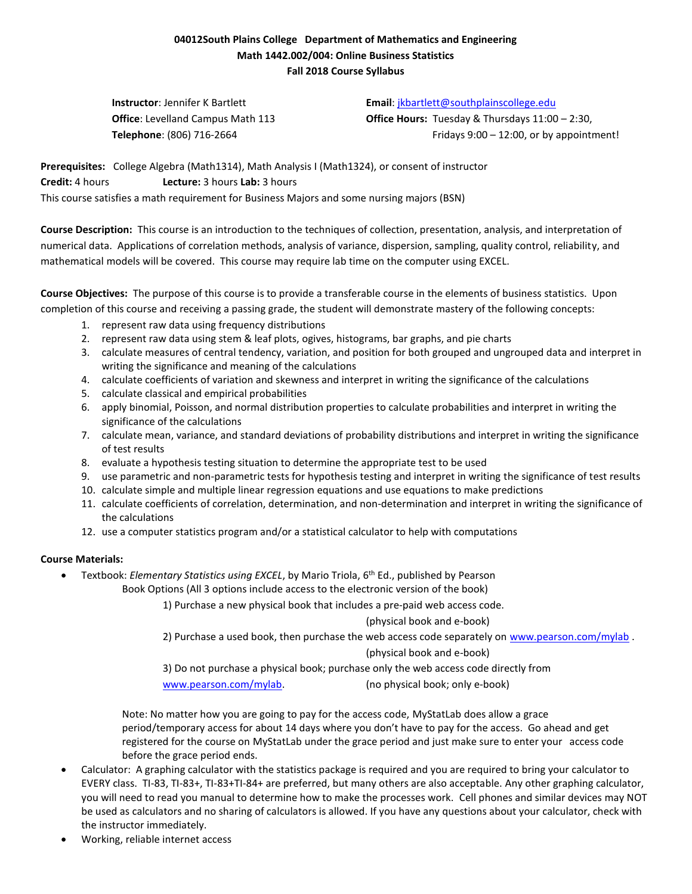**04012South Plains College   Department of Mathematics and Engineering**
**Math 1442.002/004: Online Business Statistics**
**Fall 2018 Course Syllabus**

**Instructor**: Jennifer K Bartlett
**Office**: Levelland Campus Math 113
**Telephone**: (806) 716-2664

**Email**: jkbartlett@southplainscollege.edu
**Office Hours:** Tuesday & Thursdays 11:00 – 2:30, Fridays 9:00 – 12:00, or by appointment!

**Prerequisites:** College Algebra (Math1314), Math Analysis I (Math1324), or consent of instructor
**Credit:** 4 hours  **Lecture:** 3 hours **Lab:** 3 hours
This course satisfies a math requirement for Business Majors and some nursing majors (BSN)

**Course Description:** This course is an introduction to the techniques of collection, presentation, analysis, and interpretation of numerical data. Applications of correlation methods, analysis of variance, dispersion, sampling, quality control, reliability, and mathematical models will be covered. This course may require lab time on the computer using EXCEL.

**Course Objectives:** The purpose of this course is to provide a transferable course in the elements of business statistics. Upon completion of this course and receiving a passing grade, the student will demonstrate mastery of the following concepts:

1. represent raw data using frequency distributions
2. represent raw data using stem & leaf plots, ogives, histograms, bar graphs, and pie charts
3. calculate measures of central tendency, variation, and position for both grouped and ungrouped data and interpret in writing the significance and meaning of the calculations
4. calculate coefficients of variation and skewness and interpret in writing the significance of the calculations
5. calculate classical and empirical probabilities
6. apply binomial, Poisson, and normal distribution properties to calculate probabilities and interpret in writing the significance of the calculations
7. calculate mean, variance, and standard deviations of probability distributions and interpret in writing the significance of test results
8. evaluate a hypothesis testing situation to determine the appropriate test to be used
9. use parametric and non-parametric tests for hypothesis testing and interpret in writing the significance of test results
10. calculate simple and multiple linear regression equations and use equations to make predictions
11. calculate coefficients of correlation, determination, and non-determination and interpret in writing the significance of the calculations
12. use a computer statistics program and/or a statistical calculator to help with computations

**Course Materials:**

- Textbook: *Elementary Statistics using EXCEL*, by Mario Triola, 6th Ed., published by Pearson
  Book Options (All 3 options include access to the electronic version of the book)
  1) Purchase a new physical book that includes a pre-paid web access code. (physical book and e-book)
  2) Purchase a used book, then purchase the web access code separately on www.pearson.com/mylab . (physical book and e-book)
  3) Do not purchase a physical book; purchase only the web access code directly from www.pearson.com/mylab. (no physical book; only e-book)

  Note: No matter how you are going to pay for the access code, MyStatLab does allow a grace period/temporary access for about 14 days where you don't have to pay for the access. Go ahead and get registered for the course on MyStatLab under the grace period and just make sure to enter your access code before the grace period ends.
- Calculator: A graphing calculator with the statistics package is required and you are required to bring your calculator to EVERY class. TI-83, TI-83+, TI-83+TI-84+ are preferred, but many others are also acceptable. Any other graphing calculator, you will need to read you manual to determine how to make the processes work. Cell phones and similar devices may NOT be used as calculators and no sharing of calculators is allowed. If you have any questions about your calculator, check with the instructor immediately.
- Working, reliable internet access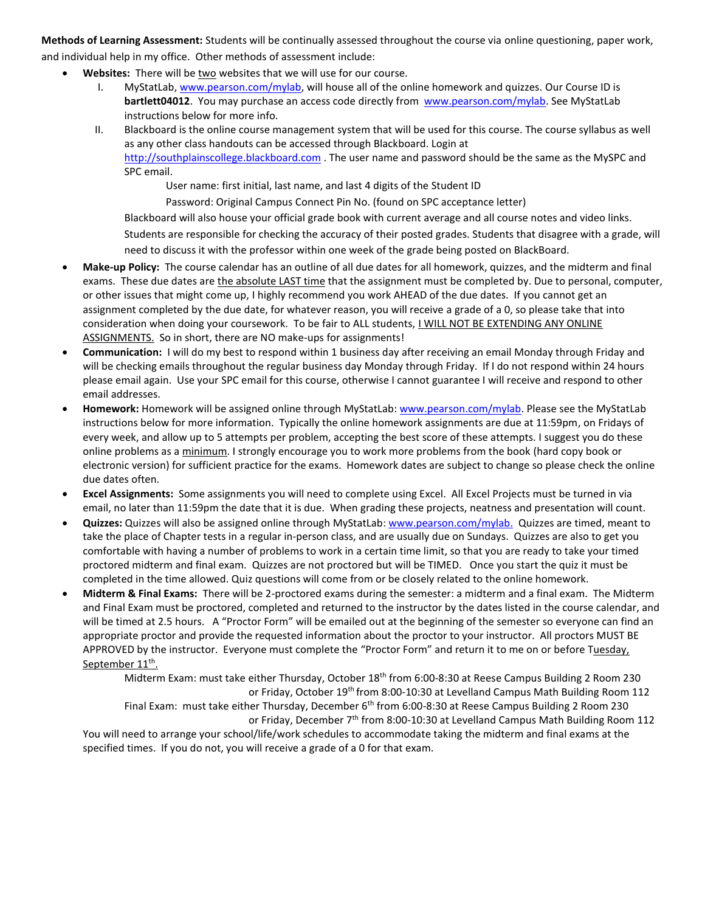**Methods of Learning Assessment:** Students will be continually assessed throughout the course via online questioning, paper work, and individual help in my office. Other methods of assessment include:

- **Websites:** There will be two websites that we will use for our course.
  - I. MyStatLab, www.pearson.com/mylab, will house all of the online homework and quizzes. Our Course ID is **bartlett04012**. You may purchase an access code directly from www.pearson.com/mylab. See MyStatLab instructions below for more info.
  - II. Blackboard is the online course management system that will be used for this course. The course syllabus as well as any other class handouts can be accessed through Blackboard. Login at http://southplainscollege.blackboard.com . The user name and password should be the same as the MySPC and SPC email.

    User name: first initial, last name, and last 4 digits of the Student ID

    Password: Original Campus Connect Pin No. (found on SPC acceptance letter)

    Blackboard will also house your official grade book with current average and all course notes and video links. Students are responsible for checking the accuracy of their posted grades. Students that disagree with a grade, will need to discuss it with the professor within one week of the grade being posted on BlackBoard.
- **Make-up Policy:** The course calendar has an outline of all due dates for all homework, quizzes, and the midterm and final exams. These due dates are the absolute LAST time that the assignment must be completed by. Due to personal, computer, or other issues that might come up, I highly recommend you work AHEAD of the due dates. If you cannot get an assignment completed by the due date, for whatever reason, you will receive a grade of a 0, so please take that into consideration when doing your coursework. To be fair to ALL students, I WILL NOT BE EXTENDING ANY ONLINE ASSIGNMENTS. So in short, there are NO make-ups for assignments!
- **Communication:** I will do my best to respond within 1 business day after receiving an email Monday through Friday and will be checking emails throughout the regular business day Monday through Friday. If I do not respond within 24 hours please email again. Use your SPC email for this course, otherwise I cannot guarantee I will receive and respond to other email addresses.
- **Homework:** Homework will be assigned online through MyStatLab: www.pearson.com/mylab. Please see the MyStatLab instructions below for more information. Typically the online homework assignments are due at 11:59pm, on Fridays of every week, and allow up to 5 attempts per problem, accepting the best score of these attempts. I suggest you do these online problems as a minimum. I strongly encourage you to work more problems from the book (hard copy book or electronic version) for sufficient practice for the exams. Homework dates are subject to change so please check the online due dates often.
- **Excel Assignments:** Some assignments you will need to complete using Excel. All Excel Projects must be turned in via email, no later than 11:59pm the date that it is due. When grading these projects, neatness and presentation will count.
- **Quizzes:** Quizzes will also be assigned online through MyStatLab: www.pearson.com/mylab. Quizzes are timed, meant to take the place of Chapter tests in a regular in-person class, and are usually due on Sundays. Quizzes are also to get you comfortable with having a number of problems to work in a certain time limit, so that you are ready to take your timed proctored midterm and final exam. Quizzes are not proctored but will be TIMED. Once you start the quiz it must be completed in the time allowed. Quiz questions will come from or be closely related to the online homework.
- **Midterm & Final Exams:** There will be 2-proctored exams during the semester: a midterm and a final exam. The Midterm and Final Exam must be proctored, completed and returned to the instructor by the dates listed in the course calendar, and will be timed at 2.5 hours. A "Proctor Form" will be emailed out at the beginning of the semester so everyone can find an appropriate proctor and provide the requested information about the proctor to your instructor. All proctors MUST BE APPROVED by the instructor. Everyone must complete the "Proctor Form" and return it to me on or before Tuesday, September 11th.

  Midterm Exam: must take either Thursday, October 18th from 6:00-8:30 at Reese Campus Building 2 Room 230
  or Friday, October 19th from 8:00-10:30 at Levelland Campus Math Building Room 112

  Final Exam: must take either Thursday, December 6th from 6:00-8:30 at Reese Campus Building 2 Room 230
  or Friday, December 7th from 8:00-10:30 at Levelland Campus Math Building Room 112

  You will need to arrange your school/life/work schedules to accommodate taking the midterm and final exams at the specified times. If you do not, you will receive a grade of a 0 for that exam.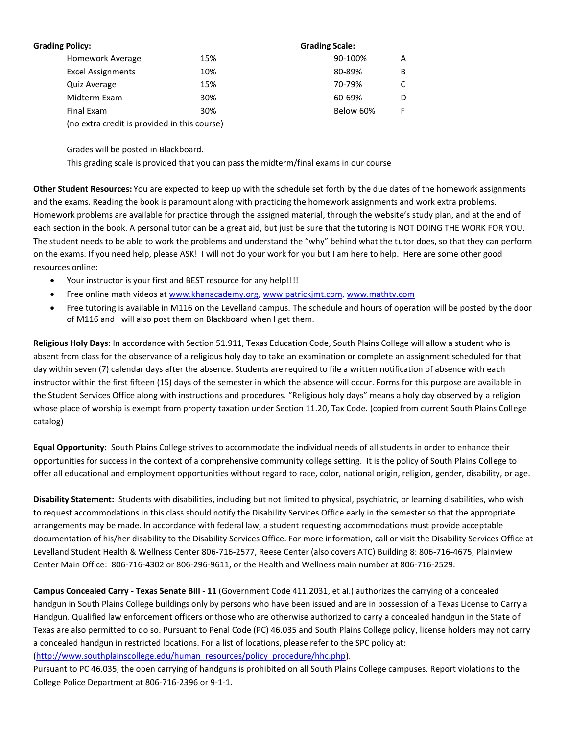**Grading Policy:**

| Component | Weight |
|---|---|
| Homework Average | 15% |
| Excel Assignments | 10% |
| Quiz Average | 15% |
| Midterm Exam | 30% |
| Final Exam | 30% |

(no extra credit is provided in this course)

**Grading Scale:**

| Range | Grade |
|---|---|
| 90-100% | A |
| 80-89% | B |
| 70-79% | C |
| 60-69% | D |
| Below 60% | F |

Grades will be posted in Blackboard.

This grading scale is provided that you can pass the midterm/final exams in our course

**Other Student Resources:** You are expected to keep up with the schedule set forth by the due dates of the homework assignments and the exams. Reading the book is paramount along with practicing the homework assignments and work extra problems. Homework problems are available for practice through the assigned material, through the website's study plan, and at the end of each section in the book. A personal tutor can be a great aid, but just be sure that the tutoring is NOT DOING THE WORK FOR YOU. The student needs to be able to work the problems and understand the "why" behind what the tutor does, so that they can perform on the exams. If you need help, please ASK! I will not do your work for you but I am here to help. Here are some other good resources online:

- Your instructor is your first and BEST resource for any help!!!!
- Free online math videos at www.khanacademy.org, www.patrickjmt.com, www.mathtv.com
- Free tutoring is available in M116 on the Levelland campus. The schedule and hours of operation will be posted by the door of M116 and I will also post them on Blackboard when I get them.

**Religious Holy Days**: In accordance with Section 51.911, Texas Education Code, South Plains College will allow a student who is absent from class for the observance of a religious holy day to take an examination or complete an assignment scheduled for that day within seven (7) calendar days after the absence. Students are required to file a written notification of absence with each instructor within the first fifteen (15) days of the semester in which the absence will occur. Forms for this purpose are available in the Student Services Office along with instructions and procedures. "Religious holy days" means a holy day observed by a religion whose place of worship is exempt from property taxation under Section 11.20, Tax Code. (copied from current South Plains College catalog)

**Equal Opportunity:** South Plains College strives to accommodate the individual needs of all students in order to enhance their opportunities for success in the context of a comprehensive community college setting. It is the policy of South Plains College to offer all educational and employment opportunities without regard to race, color, national origin, religion, gender, disability, or age.

**Disability Statement:** Students with disabilities, including but not limited to physical, psychiatric, or learning disabilities, who wish to request accommodations in this class should notify the Disability Services Office early in the semester so that the appropriate arrangements may be made. In accordance with federal law, a student requesting accommodations must provide acceptable documentation of his/her disability to the Disability Services Office. For more information, call or visit the Disability Services Office at Levelland Student Health & Wellness Center 806-716-2577, Reese Center (also covers ATC) Building 8: 806-716-4675, Plainview Center Main Office: 806-716-4302 or 806-296-9611, or the Health and Wellness main number at 806-716-2529.

**Campus Concealed Carry - Texas Senate Bill - 11** (Government Code 411.2031, et al.) authorizes the carrying of a concealed handgun in South Plains College buildings only by persons who have been issued and are in possession of a Texas License to Carry a Handgun. Qualified law enforcement officers or those who are otherwise authorized to carry a concealed handgun in the State of Texas are also permitted to do so. Pursuant to Penal Code (PC) 46.035 and South Plains College policy, license holders may not carry a concealed handgun in restricted locations. For a list of locations, please refer to the SPC policy at: (http://www.southplainscollege.edu/human_resources/policy_procedure/hhc.php).

Pursuant to PC 46.035, the open carrying of handguns is prohibited on all South Plains College campuses. Report violations to the College Police Department at 806-716-2396 or 9-1-1.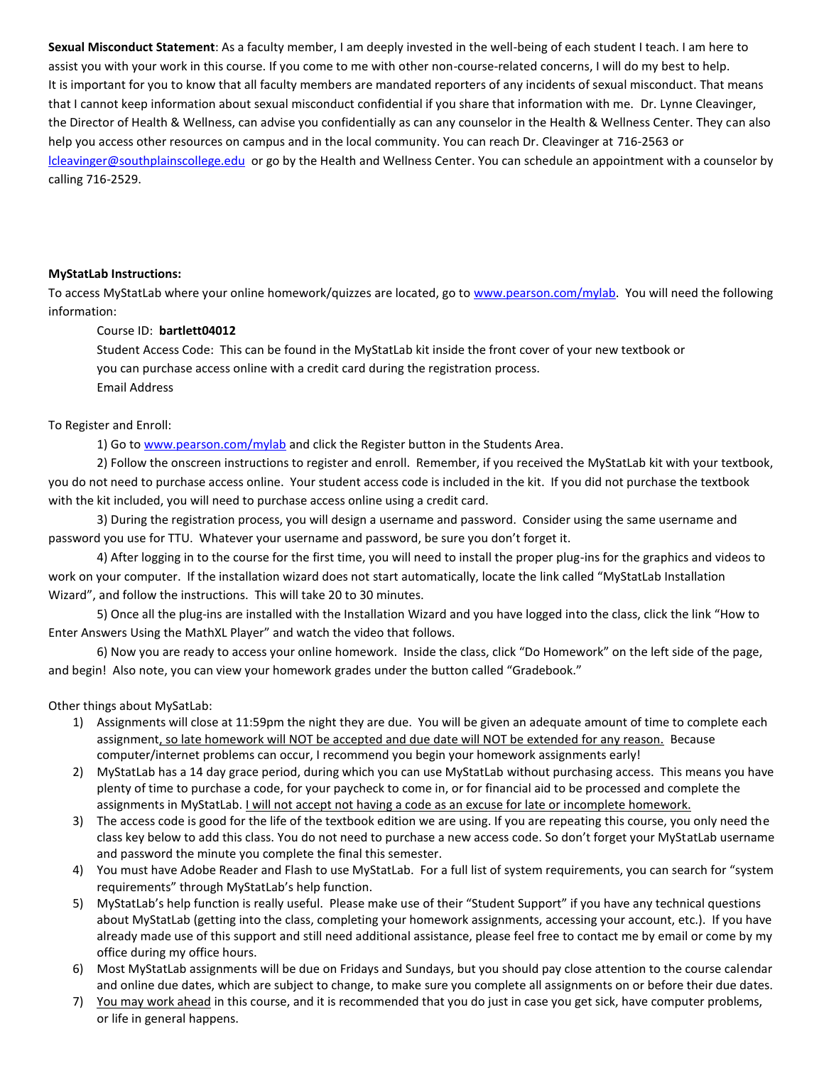**Sexual Misconduct Statement**: As a faculty member, I am deeply invested in the well-being of each student I teach. I am here to assist you with your work in this course. If you come to me with other non-course-related concerns, I will do my best to help. It is important for you to know that all faculty members are mandated reporters of any incidents of sexual misconduct. That means that I cannot keep information about sexual misconduct confidential if you share that information with me. Dr. Lynne Cleavinger, the Director of Health & Wellness, can advise you confidentially as can any counselor in the Health & Wellness Center. They can also help you access other resources on campus and in the local community. You can reach Dr. Cleavinger at 716-2563 or lcleavinger@southplainscollege.edu or go by the Health and Wellness Center. You can schedule an appointment with a counselor by calling 716-2529.

**MyStatLab Instructions:**

To access MyStatLab where your online homework/quizzes are located, go to www.pearson.com/mylab. You will need the following information:

Course ID: **bartlett04012**
Student Access Code: This can be found in the MyStatLab kit inside the front cover of your new textbook or you can purchase access online with a credit card during the registration process.
Email Address

To Register and Enroll:

1) Go to www.pearson.com/mylab and click the Register button in the Students Area.

2) Follow the onscreen instructions to register and enroll. Remember, if you received the MyStatLab kit with your textbook, you do not need to purchase access online. Your student access code is included in the kit. If you did not purchase the textbook with the kit included, you will need to purchase access online using a credit card.

3) During the registration process, you will design a username and password. Consider using the same username and password you use for TTU. Whatever your username and password, be sure you don't forget it.

4) After logging in to the course for the first time, you will need to install the proper plug-ins for the graphics and videos to work on your computer. If the installation wizard does not start automatically, locate the link called "MyStatLab Installation Wizard", and follow the instructions. This will take 20 to 30 minutes.

5) Once all the plug-ins are installed with the Installation Wizard and you have logged into the class, click the link "How to Enter Answers Using the MathXL Player" and watch the video that follows.

6) Now you are ready to access your online homework. Inside the class, click "Do Homework" on the left side of the page, and begin! Also note, you can view your homework grades under the button called "Gradebook."

Other things about MySatLab:

1) Assignments will close at 11:59pm the night they are due. You will be given an adequate amount of time to complete each assignment, so late homework will NOT be accepted and due date will NOT be extended for any reason. Because computer/internet problems can occur, I recommend you begin your homework assignments early!
2) MyStatLab has a 14 day grace period, during which you can use MyStatLab without purchasing access. This means you have plenty of time to purchase a code, for your paycheck to come in, or for financial aid to be processed and complete the assignments in MyStatLab. I will not accept not having a code as an excuse for late or incomplete homework.
3) The access code is good for the life of the textbook edition we are using. If you are repeating this course, you only need the class key below to add this class. You do not need to purchase a new access code. So don't forget your MyStatLab username and password the minute you complete the final this semester.
4) You must have Adobe Reader and Flash to use MyStatLab. For a full list of system requirements, you can search for "system requirements" through MyStatLab's help function.
5) MyStatLab's help function is really useful. Please make use of their "Student Support" if you have any technical questions about MyStatLab (getting into the class, completing your homework assignments, accessing your account, etc.). If you have already made use of this support and still need additional assistance, please feel free to contact me by email or come by my office during my office hours.
6) Most MyStatLab assignments will be due on Fridays and Sundays, but you should pay close attention to the course calendar and online due dates, which are subject to change, to make sure you complete all assignments on or before their due dates.
7) You may work ahead in this course, and it is recommended that you do just in case you get sick, have computer problems, or life in general happens.